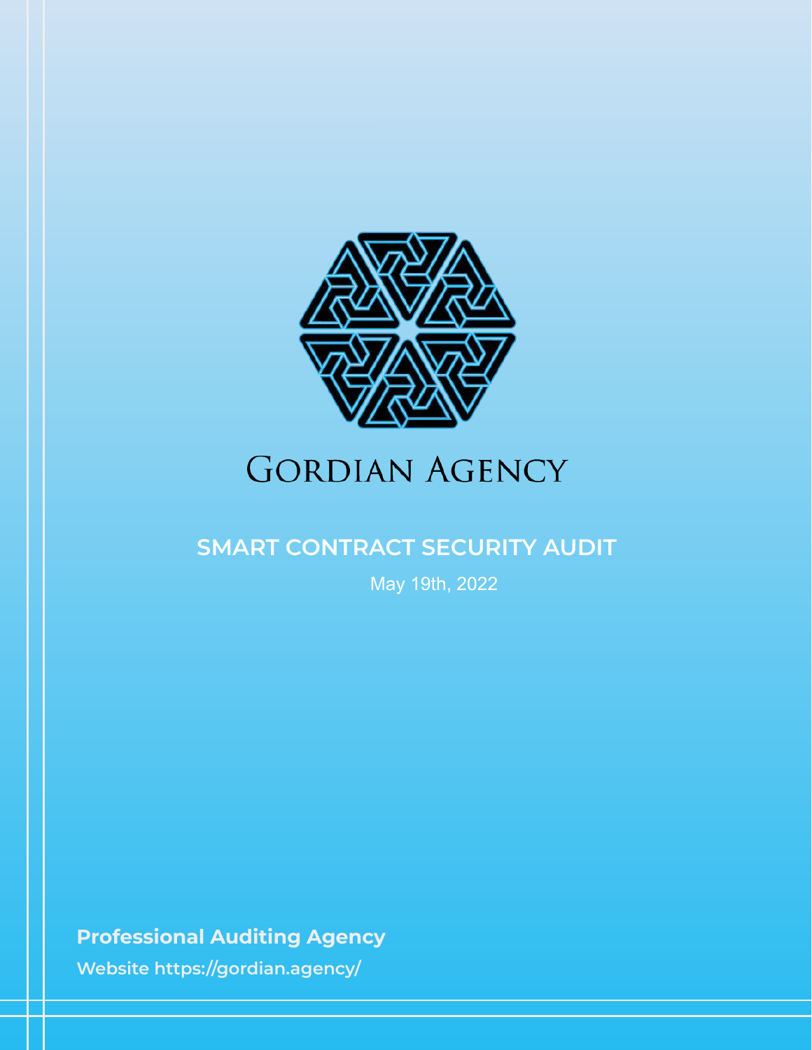# Gordian Agency

## SMART CONTRACT SECURITY AUDIT

May 19th, 2022

**Professional Auditing Agency**

**Website https://gordian.agency/**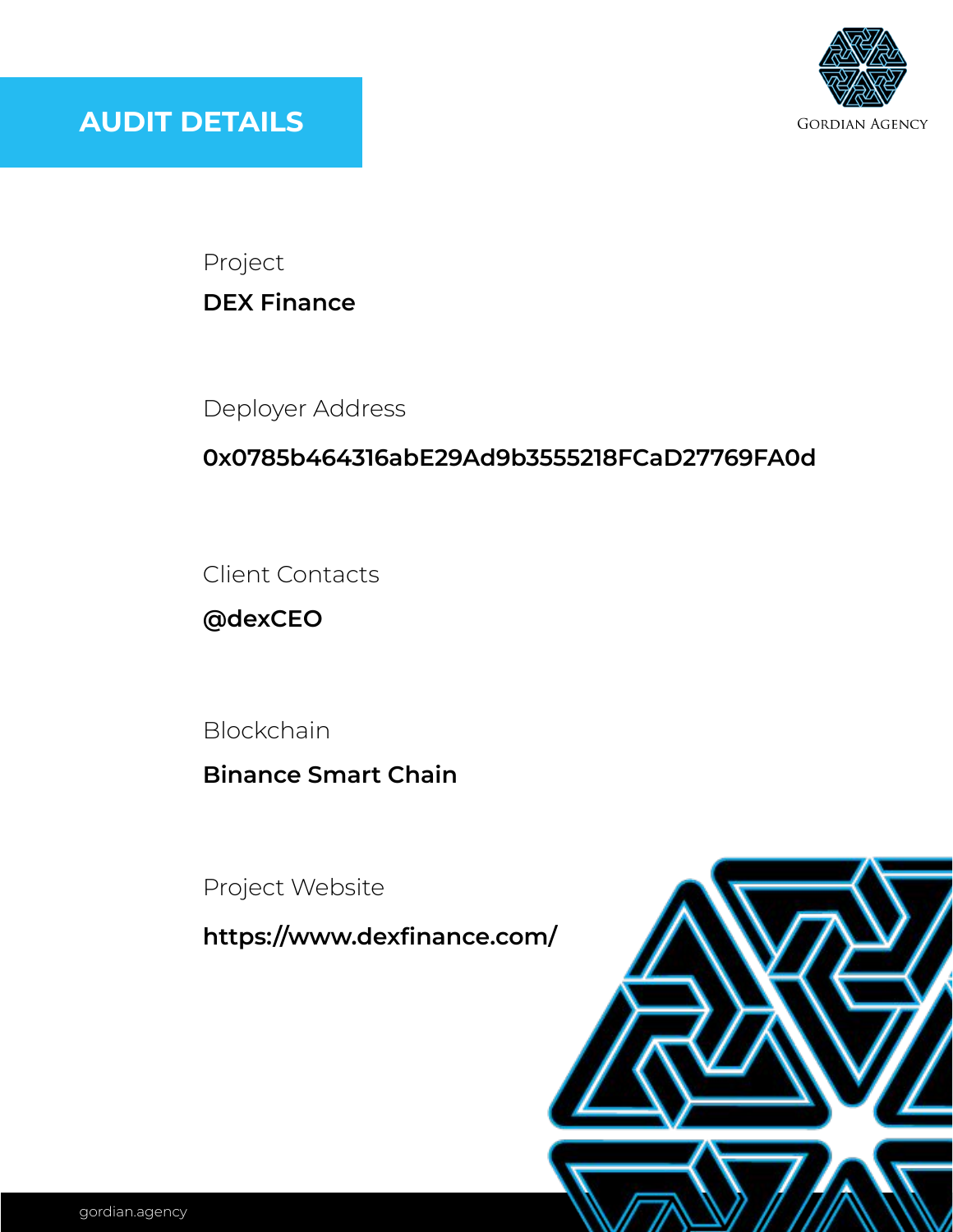# AUDIT DETAILS

Project

**DEX Finance**

Deployer Address

**0x0785b464316abE29Ad9b3555218FCaD27769FA0d**

Client Contacts

**@dexCEO**

Blockchain

**Binance Smart Chain**

Project Website

**https://www.dexfinance.com/**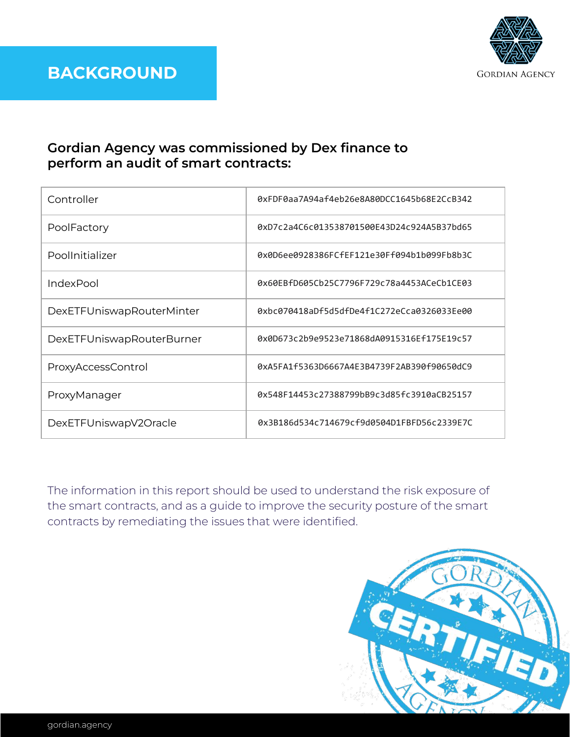# BACKGROUND

**Gordian Agency was commissioned by Dex finance to perform an audit of smart contracts:**

| Contract | Address |
| --- | --- |
| Controller | 0xFDF0aa7A94af4eb26e8A80DCC1645b68E2CcB342 |
| PoolFactory | 0xD7c2a4C6c013538701500E43D24c924A5B37bd65 |
| PoolInitializer | 0x0D6ee0928386FCfEF121e30Ff094b1b099Fb8b3C |
| IndexPool | 0x60EBfD605Cb25C7796F729c78a4453ACeCb1CE03 |
| DexETFUniswapRouterMinter | 0xbc070418aDf5d5dfDe4f1C272eCca0326033Ee00 |
| DexETFUniswapRouterBurner | 0x0D673c2b9e9523e71868dA0915316Ef175E19c57 |
| ProxyAccessControl | 0xA5FA1f5363D6667A4E3B4739F2AB390f90650dC9 |
| ProxyManager | 0x548F14453c27388799bB9c3d85fc3910aCB25157 |
| DexETFUniswapV2Oracle | 0x3B186d534c714679cf9d0504D1FBFD56c2339E7C |

The information in this report should be used to understand the risk exposure of the smart contracts, and as a guide to improve the security posture of the smart contracts by remediating the issues that were identified.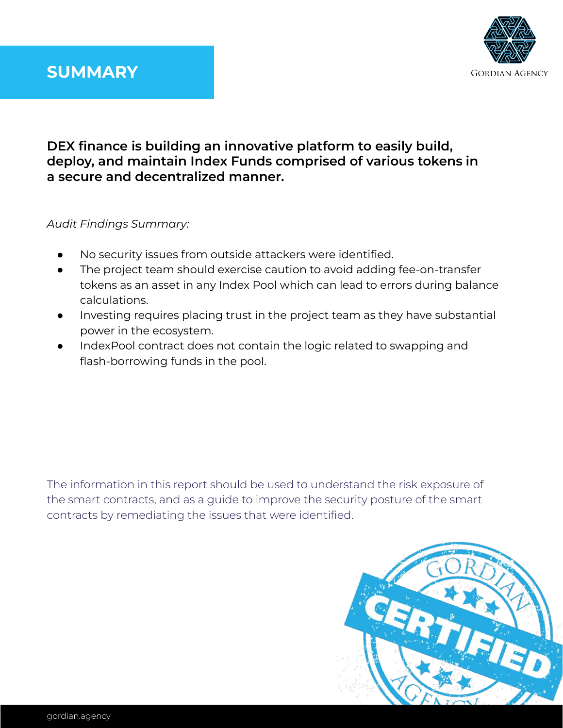# SUMMARY

**DEX finance is building an innovative platform to easily build, deploy, and maintain Index Funds comprised of various tokens in a secure and decentralized manner.**

*Audit Findings Summary:*

- No security issues from outside attackers were identified.
- The project team should exercise caution to avoid adding fee-on-transfer tokens as an asset in any Index Pool which can lead to errors during balance calculations.
- Investing requires placing trust in the project team as they have substantial power in the ecosystem.
- IndexPool contract does not contain the logic related to swapping and flash-borrowing funds in the pool.

The information in this report should be used to understand the risk exposure of the smart contracts, and as a guide to improve the security posture of the smart contracts by remediating the issues that were identified.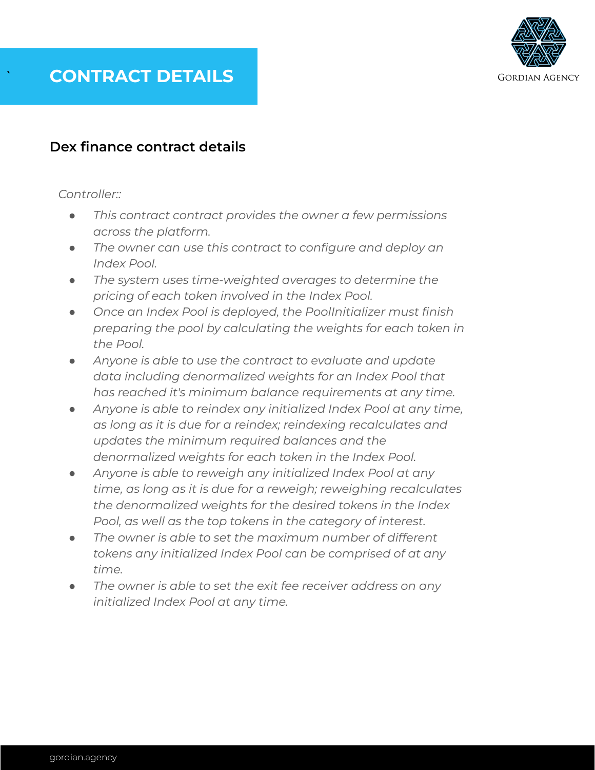# CONTRACT DETAILS

## Dex finance contract details

*Controller::*

- *This contract contract provides the owner a few permissions across the platform.*
- *The owner can use this contract to configure and deploy an Index Pool.*
- *The system uses time-weighted averages to determine the pricing of each token involved in the Index Pool.*
- *Once an Index Pool is deployed, the PoolInitializer must finish preparing the pool by calculating the weights for each token in the Pool.*
- *Anyone is able to use the contract to evaluate and update data including denormalized weights for an Index Pool that has reached it's minimum balance requirements at any time.*
- *Anyone is able to reindex any initialized Index Pool at any time, as long as it is due for a reindex; reindexing recalculates and updates the minimum required balances and the denormalized weights for each token in the Index Pool.*
- *Anyone is able to reweigh any initialized Index Pool at any time, as long as it is due for a reweigh; reweighing recalculates the denormalized weights for the desired tokens in the Index Pool, as well as the top tokens in the category of interest.*
- *The owner is able to set the maximum number of different tokens any initialized Index Pool can be comprised of at any time.*
- *The owner is able to set the exit fee receiver address on any initialized Index Pool at any time.*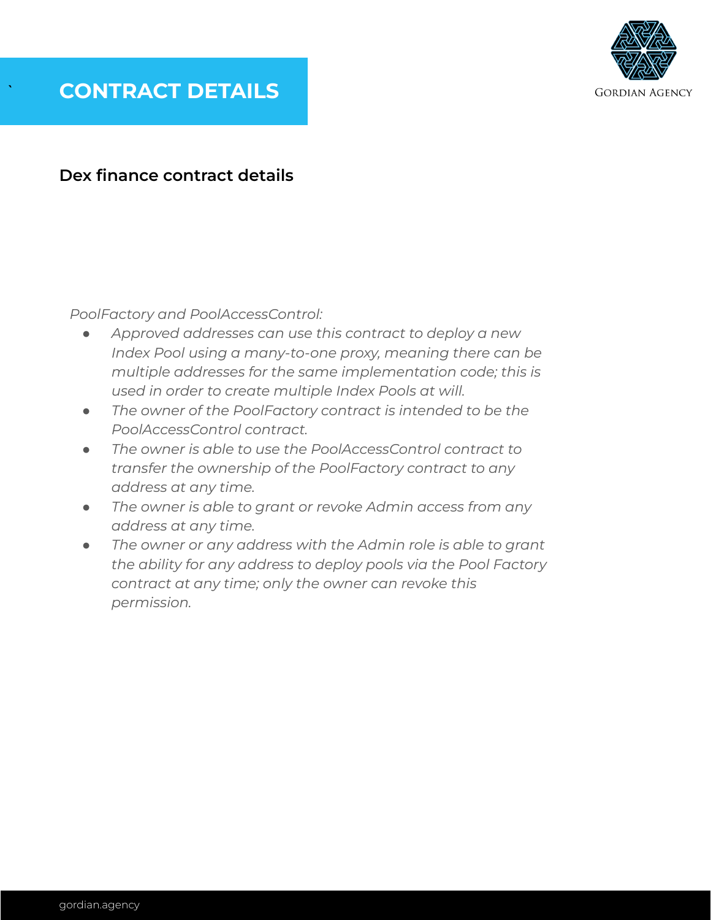# CONTRACT DETAILS

## Dex finance contract details

*PoolFactory and PoolAccessControl:*

- *Approved addresses can use this contract to deploy a new Index Pool using a many-to-one proxy, meaning there can be multiple addresses for the same implementation code; this is used in order to create multiple Index Pools at will.*
- *The owner of the PoolFactory contract is intended to be the PoolAccessControl contract.*
- *The owner is able to use the PoolAccessControl contract to transfer the ownership of the PoolFactory contract to any address at any time.*
- *The owner is able to grant or revoke Admin access from any address at any time.*
- *The owner or any address with the Admin role is able to grant the ability for any address to deploy pools via the Pool Factory contract at any time; only the owner can revoke this permission.*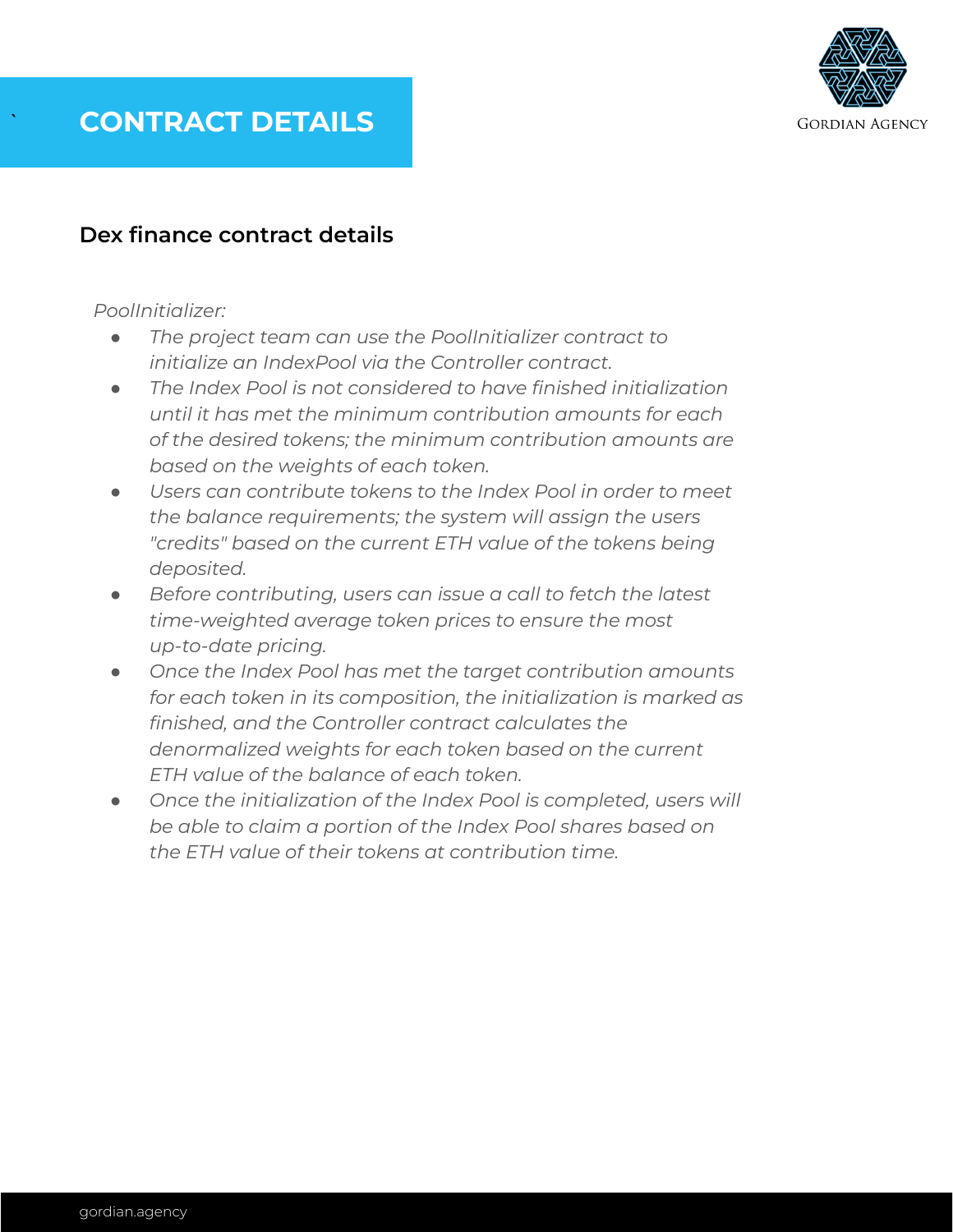# CONTRACT DETAILS

## Dex finance contract details

*PoolInitializer:*

- *The project team can use the PoolInitializer contract to initialize an IndexPool via the Controller contract.*
- *The Index Pool is not considered to have finished initialization until it has met the minimum contribution amounts for each of the desired tokens; the minimum contribution amounts are based on the weights of each token.*
- *Users can contribute tokens to the Index Pool in order to meet the balance requirements; the system will assign the users "credits" based on the current ETH value of the tokens being deposited.*
- *Before contributing, users can issue a call to fetch the latest time-weighted average token prices to ensure the most up-to-date pricing.*
- *Once the Index Pool has met the target contribution amounts for each token in its composition, the initialization is marked as finished, and the Controller contract calculates the denormalized weights for each token based on the current ETH value of the balance of each token.*
- *Once the initialization of the Index Pool is completed, users will be able to claim a portion of the Index Pool shares based on the ETH value of their tokens at contribution time.*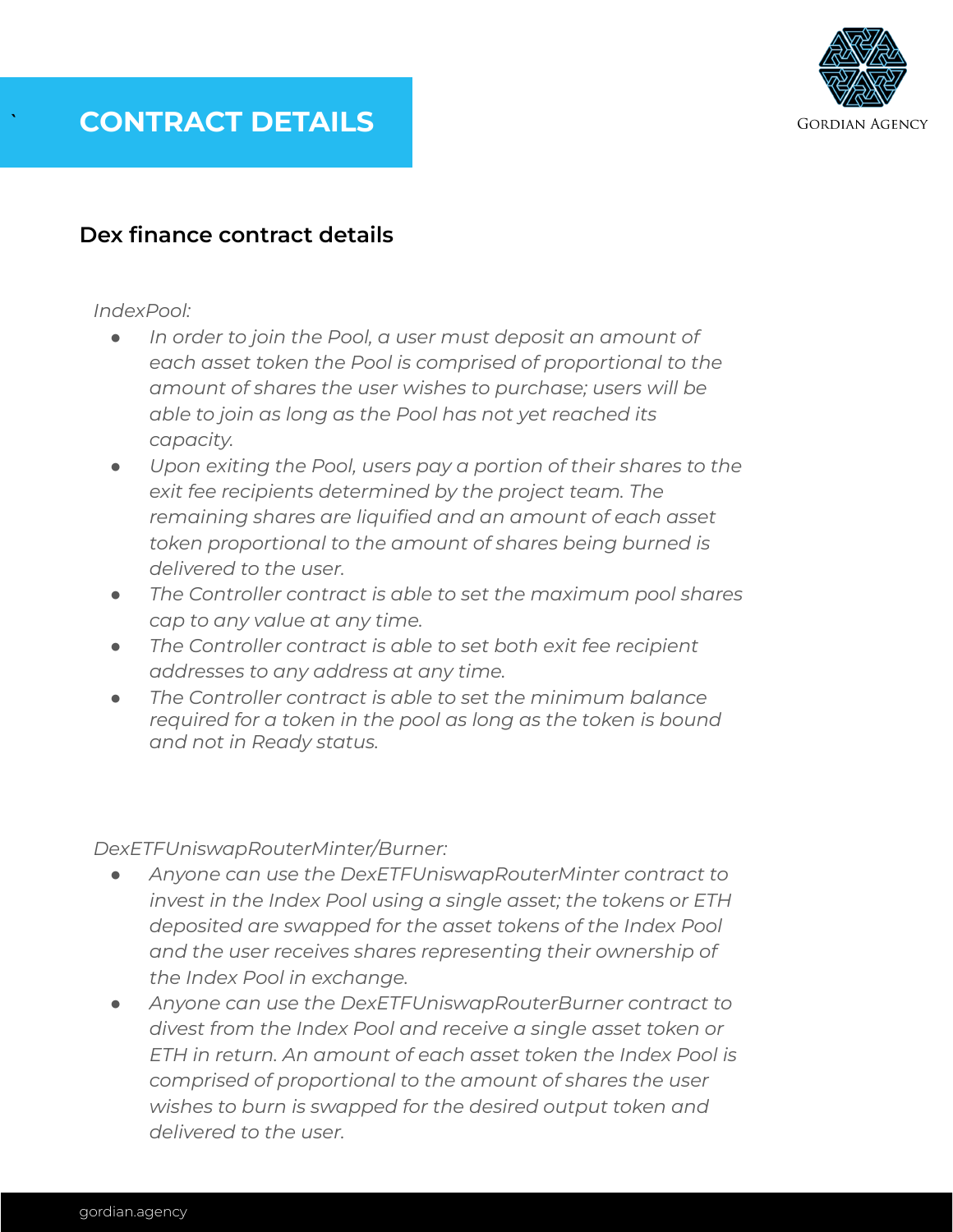# CONTRACT DETAILS

## Dex finance contract details

*IndexPool:*

- *In order to join the Pool, a user must deposit an amount of each asset token the Pool is comprised of proportional to the amount of shares the user wishes to purchase; users will be able to join as long as the Pool has not yet reached its capacity.*
- *Upon exiting the Pool, users pay a portion of their shares to the exit fee recipients determined by the project team. The remaining shares are liquified and an amount of each asset token proportional to the amount of shares being burned is delivered to the user.*
- *The Controller contract is able to set the maximum pool shares cap to any value at any time.*
- *The Controller contract is able to set both exit fee recipient addresses to any address at any time.*
- *The Controller contract is able to set the minimum balance required for a token in the pool as long as the token is bound and not in Ready status.*

*DexETFUniswapRouterMinter/Burner:*

- *Anyone can use the DexETFUniswapRouterMinter contract to invest in the Index Pool using a single asset; the tokens or ETH deposited are swapped for the asset tokens of the Index Pool and the user receives shares representing their ownership of the Index Pool in exchange.*
- *Anyone can use the DexETFUniswapRouterBurner contract to divest from the Index Pool and receive a single asset token or ETH in return. An amount of each asset token the Index Pool is comprised of proportional to the amount of shares the user wishes to burn is swapped for the desired output token and delivered to the user.*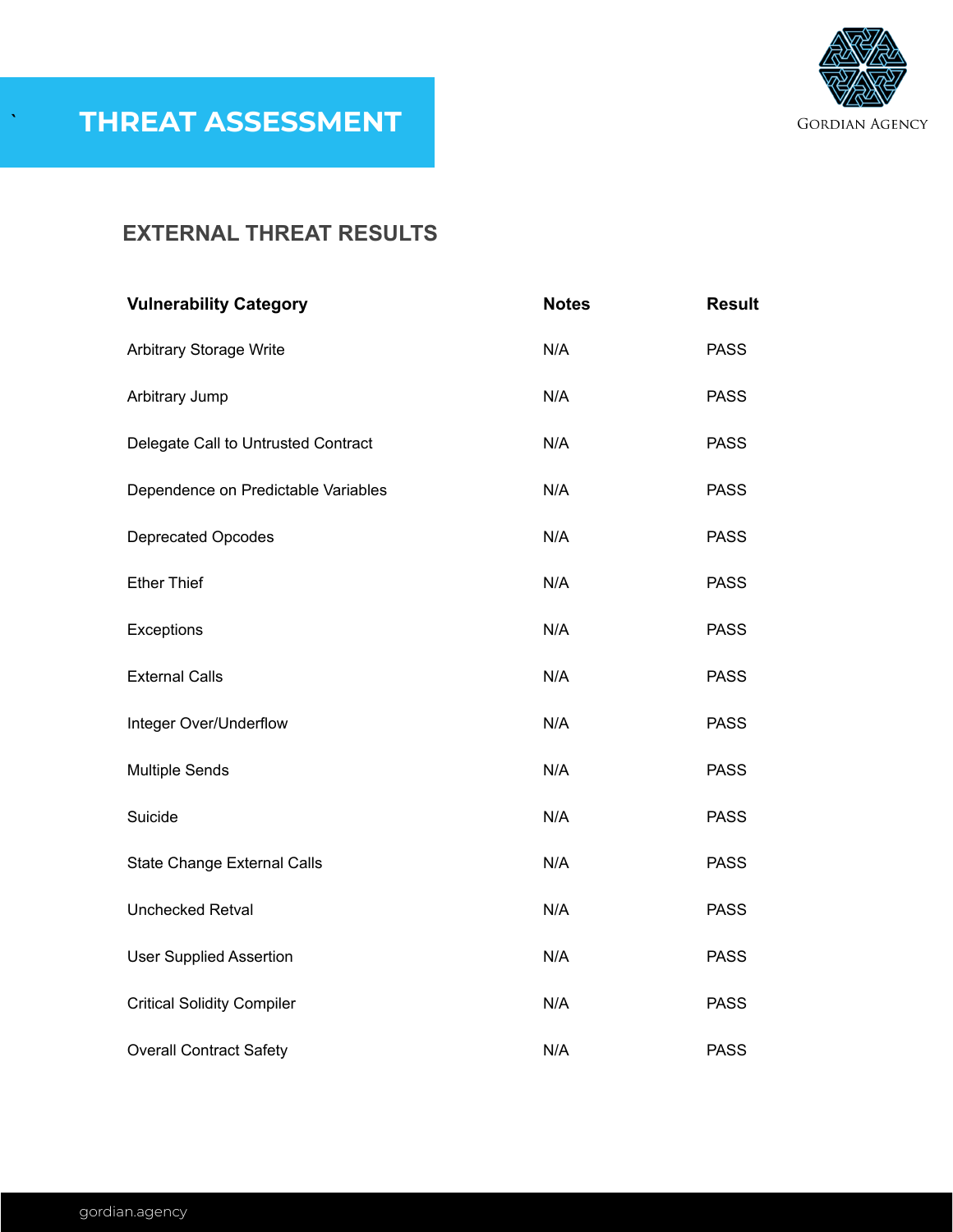# THREAT ASSESSMENT

## EXTERNAL THREAT RESULTS

| Vulnerability Category | Notes | Result |
|---|---|---|
| Arbitrary Storage Write | N/A | PASS |
| Arbitrary Jump | N/A | PASS |
| Delegate Call to Untrusted Contract | N/A | PASS |
| Dependence on Predictable Variables | N/A | PASS |
| Deprecated Opcodes | N/A | PASS |
| Ether Thief | N/A | PASS |
| Exceptions | N/A | PASS |
| External Calls | N/A | PASS |
| Integer Over/Underflow | N/A | PASS |
| Multiple Sends | N/A | PASS |
| Suicide | N/A | PASS |
| State Change External Calls | N/A | PASS |
| Unchecked Retval | N/A | PASS |
| User Supplied Assertion | N/A | PASS |
| Critical Solidity Compiler | N/A | PASS |
| Overall Contract Safety | N/A | PASS |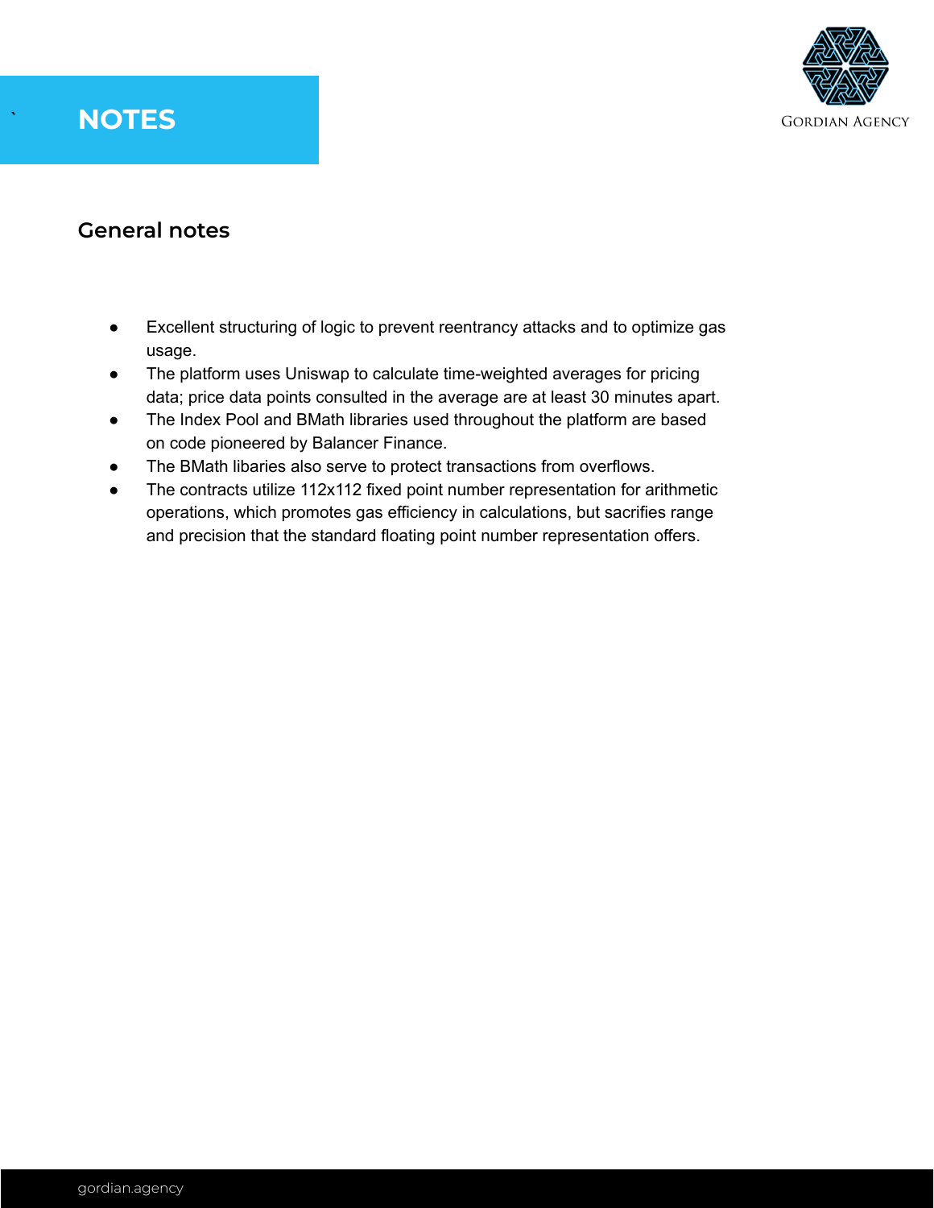# NOTES

## General notes

- Excellent structuring of logic to prevent reentrancy attacks and to optimize gas usage.
- The platform uses Uniswap to calculate time-weighted averages for pricing data; price data points consulted in the average are at least 30 minutes apart.
- The Index Pool and BMath libraries used throughout the platform are based on code pioneered by Balancer Finance.
- The BMath libaries also serve to protect transactions from overflows.
- The contracts utilize 112x112 fixed point number representation for arithmetic operations, which promotes gas efficiency in calculations, but sacrifies range and precision that the standard floating point number representation offers.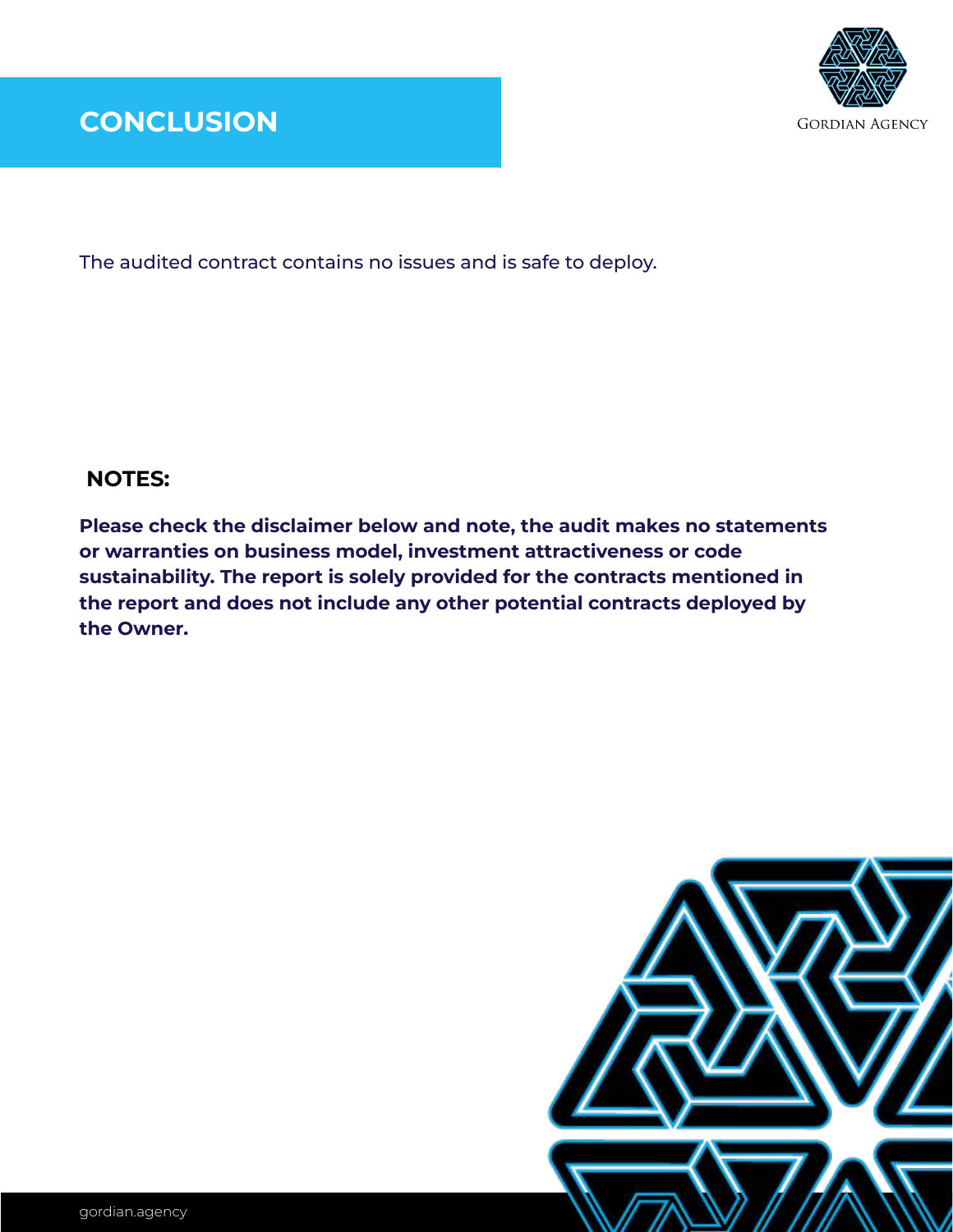# CONCLUSION

The audited contract contains no issues and is safe to deploy.

**NOTES:**

**Please check the disclaimer below and note, the audit makes no statements or warranties on business model, investment attractiveness or code sustainability. The report is solely provided for the contracts mentioned in the report and does not include any other potential contracts deployed by the Owner.**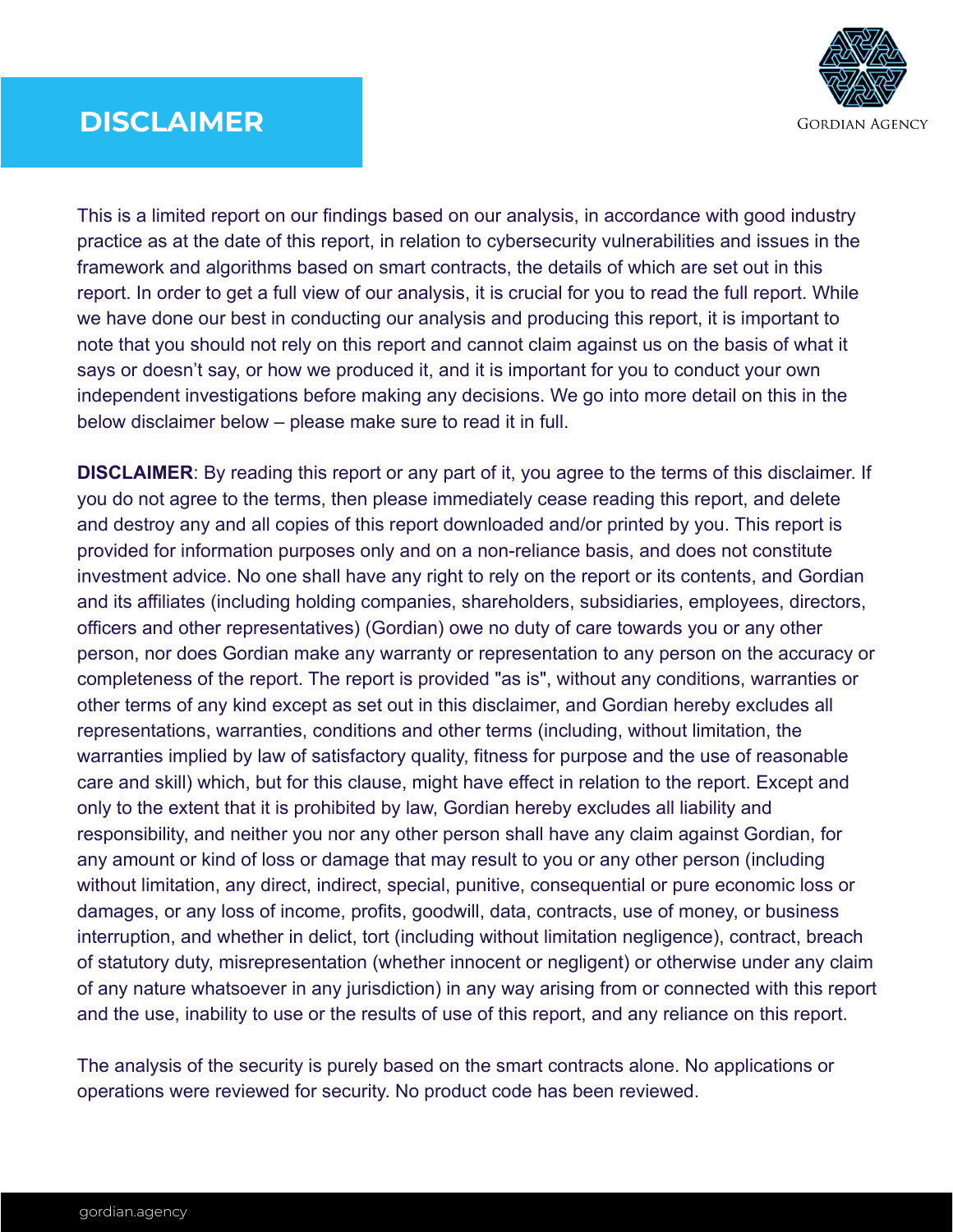# DISCLAIMER

This is a limited report on our findings based on our analysis, in accordance with good industry practice as at the date of this report, in relation to cybersecurity vulnerabilities and issues in the framework and algorithms based on smart contracts, the details of which are set out in this report. In order to get a full view of our analysis, it is crucial for you to read the full report. While we have done our best in conducting our analysis and producing this report, it is important to note that you should not rely on this report and cannot claim against us on the basis of what it says or doesn't say, or how we produced it, and it is important for you to conduct your own independent investigations before making any decisions. We go into more detail on this in the below disclaimer below – please make sure to read it in full.

**DISCLAIMER**: By reading this report or any part of it, you agree to the terms of this disclaimer. If you do not agree to the terms, then please immediately cease reading this report, and delete and destroy any and all copies of this report downloaded and/or printed by you. This report is provided for information purposes only and on a non-reliance basis, and does not constitute investment advice. No one shall have any right to rely on the report or its contents, and Gordian and its affiliates (including holding companies, shareholders, subsidiaries, employees, directors, officers and other representatives) (Gordian) owe no duty of care towards you or any other person, nor does Gordian make any warranty or representation to any person on the accuracy or completeness of the report. The report is provided "as is", without any conditions, warranties or other terms of any kind except as set out in this disclaimer, and Gordian hereby excludes all representations, warranties, conditions and other terms (including, without limitation, the warranties implied by law of satisfactory quality, fitness for purpose and the use of reasonable care and skill) which, but for this clause, might have effect in relation to the report. Except and only to the extent that it is prohibited by law, Gordian hereby excludes all liability and responsibility, and neither you nor any other person shall have any claim against Gordian, for any amount or kind of loss or damage that may result to you or any other person (including without limitation, any direct, indirect, special, punitive, consequential or pure economic loss or damages, or any loss of income, profits, goodwill, data, contracts, use of money, or business interruption, and whether in delict, tort (including without limitation negligence), contract, breach of statutory duty, misrepresentation (whether innocent or negligent) or otherwise under any claim of any nature whatsoever in any jurisdiction) in any way arising from or connected with this report and the use, inability to use or the results of use of this report, and any reliance on this report.

The analysis of the security is purely based on the smart contracts alone. No applications or operations were reviewed for security. No product code has been reviewed.